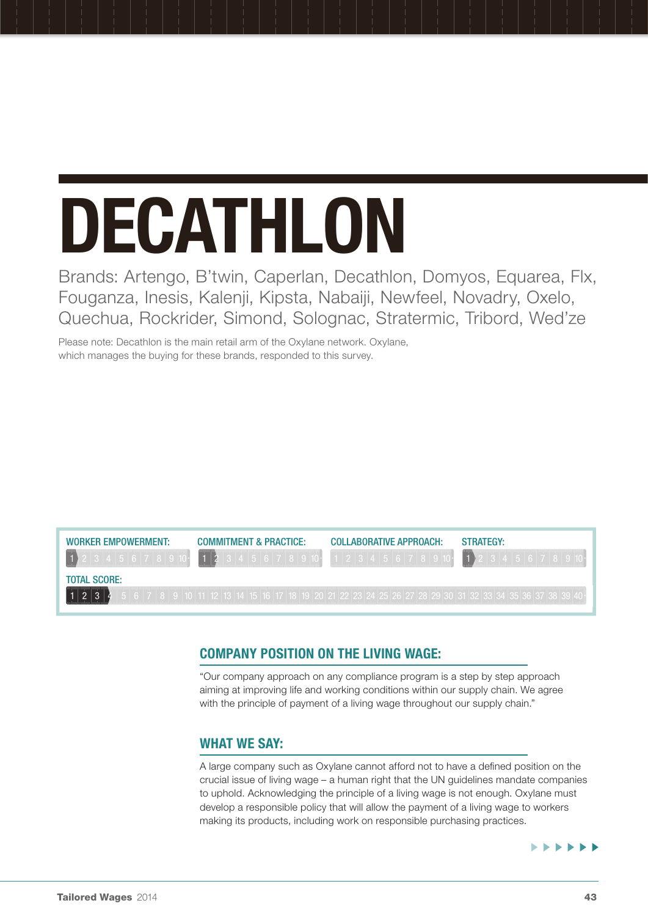# DECATHLON

Brands: Artengo, B'twin, Caperlan, Decathlon, Domyos, Equarea, Flx, Fouganza, Inesis, Kalenji, Kipsta, Nabaiji, Newfeel, Novadry, Oxelo, Quechua, Rockrider, Simond, Solognac, Stratermic, Tribord, Wed'ze

Please note: Decathlon is the main retail arm of the Oxylane network. Oxylane, which manages the buying for these brands, responded to this survey.

| WORKER EMPOWERMENT: | COMMITMENT & PRACTICE: | COLLABORATIVE APPROACH: | STRATEGY: |
|---|---|---|---|
| 1 / 10 | 1.5 / 10 | 0 / 10 | 1 / 10 |

TOTAL SCORE: 3.5 / 40

## COMPANY POSITION ON THE LIVING WAGE:

"Our company approach on any compliance program is a step by step approach aiming at improving life and working conditions within our supply chain. We agree with the principle of payment of a living wage throughout our supply chain."

## WHAT WE SAY:

A large company such as Oxylane cannot afford not to have a defined position on the crucial issue of living wage – a human right that the UN guidelines mandate companies to uphold. Acknowledging the principle of a living wage is not enough. Oxylane must develop a responsible policy that will allow the payment of a living wage to workers making its products, including work on responsible purchasing practices.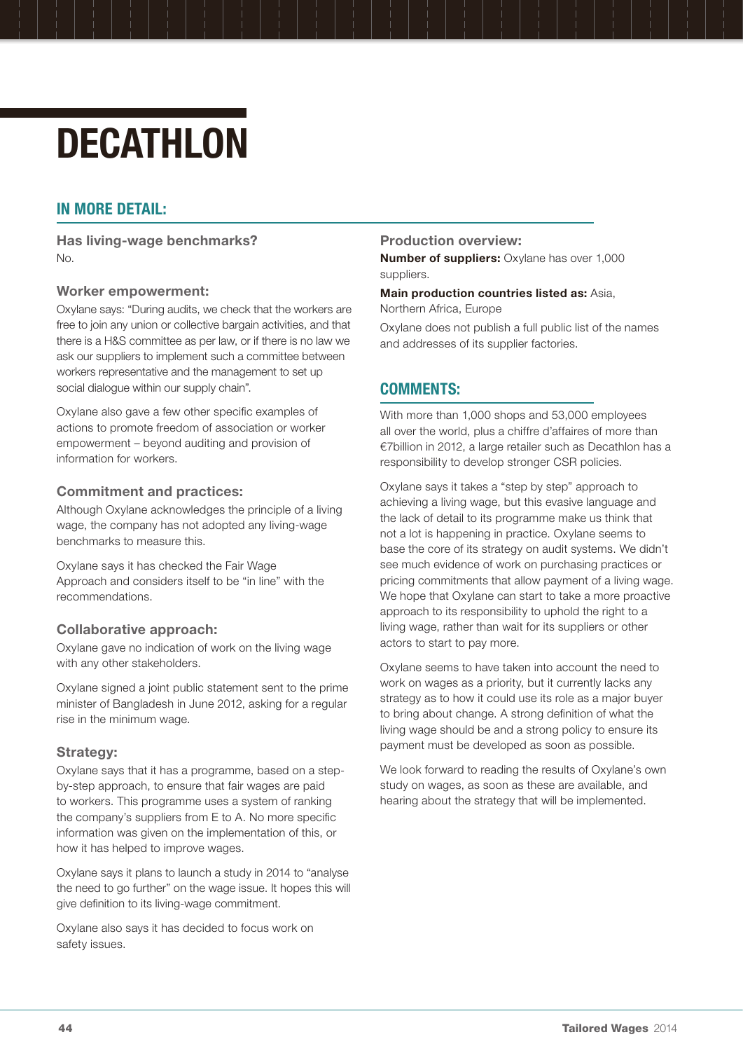# DECATHLON

## IN MORE DETAIL:

### Has living-wage benchmarks?

No.

### Worker empowerment:

Oxylane says: "During audits, we check that the workers are free to join any union or collective bargain activities, and that there is a H&S committee as per law, or if there is no law we ask our suppliers to implement such a committee between workers representative and the management to set up social dialogue within our supply chain".

Oxylane also gave a few other specific examples of actions to promote freedom of association or worker empowerment – beyond auditing and provision of information for workers.

### Commitment and practices:

Although Oxylane acknowledges the principle of a living wage, the company has not adopted any living-wage benchmarks to measure this.

Oxylane says it has checked the Fair Wage Approach and considers itself to be "in line" with the recommendations.

### Collaborative approach:

Oxylane gave no indication of work on the living wage with any other stakeholders.

Oxylane signed a joint public statement sent to the prime minister of Bangladesh in June 2012, asking for a regular rise in the minimum wage.

### Strategy:

Oxylane says that it has a programme, based on a step-by-step approach, to ensure that fair wages are paid to workers. This programme uses a system of ranking the company's suppliers from E to A. No more specific information was given on the implementation of this, or how it has helped to improve wages.

Oxylane says it plans to launch a study in 2014 to "analyse the need to go further" on the wage issue. It hopes this will give definition to its living-wage commitment.

Oxylane also says it has decided to focus work on safety issues.

### Production overview:

**Number of suppliers:** Oxylane has over 1,000 suppliers.

**Main production countries listed as:** Asia, Northern Africa, Europe

Oxylane does not publish a full public list of the names and addresses of its supplier factories.

## COMMENTS:

With more than 1,000 shops and 53,000 employees all over the world, plus a chiffre d'affaires of more than €7billion in 2012, a large retailer such as Decathlon has a responsibility to develop stronger CSR policies.

Oxylane says it takes a "step by step" approach to achieving a living wage, but this evasive language and the lack of detail to its programme make us think that not a lot is happening in practice. Oxylane seems to base the core of its strategy on audit systems. We didn't see much evidence of work on purchasing practices or pricing commitments that allow payment of a living wage. We hope that Oxylane can start to take a more proactive approach to its responsibility to uphold the right to a living wage, rather than wait for its suppliers or other actors to start to pay more.

Oxylane seems to have taken into account the need to work on wages as a priority, but it currently lacks any strategy as to how it could use its role as a major buyer to bring about change. A strong definition of what the living wage should be and a strong policy to ensure its payment must be developed as soon as possible.

We look forward to reading the results of Oxylane's own study on wages, as soon as these are available, and hearing about the strategy that will be implemented.